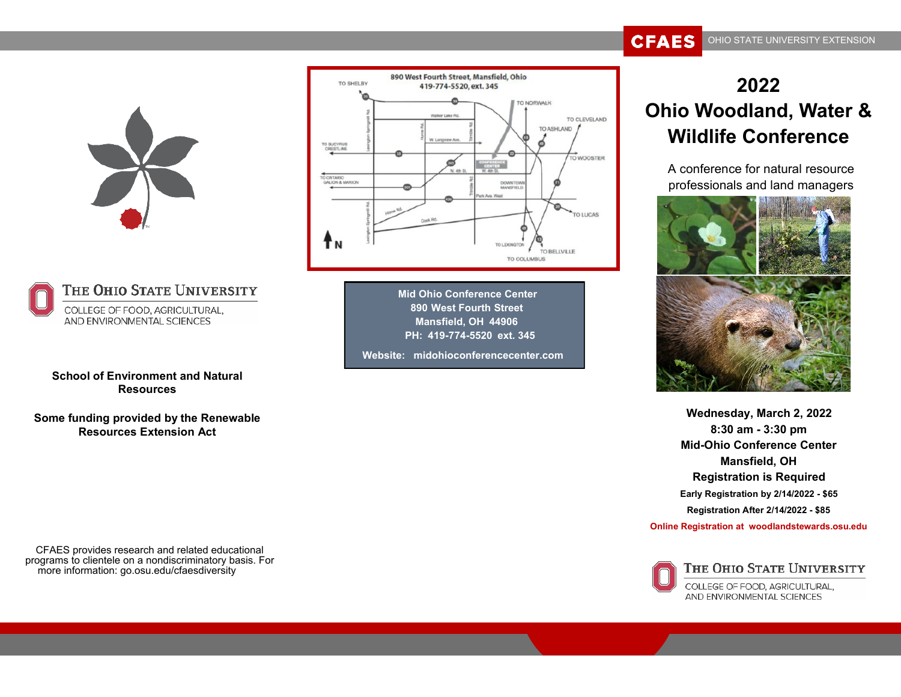CFAES OHIO STATE UNIVERSITY EXTENSION

THE OHIO STATE UNIVERSITY
COLLEGE OF FOOD, AGRICULTURAL, AND ENVIRONMENTAL SCIENCES

**School of Environment and Natural Resources**

**Some funding provided by the Renewable Resources Extension Act**

CFAES provides research and related educational programs to clientele on a nondiscriminatory basis. For more information: go.osu.edu/cfaesdiversity

890 West Fourth Street, Mansfield, Ohio
419-774-5520, ext. 345

TO SHELBY
TO NORWALK
TO CLEVELAND
TO ASHLAND
TO BUCYRUS CRESTLINE
TO WOOSTER
TO ONTARIO GALION & MARION
CONFERENCE CENTER
DOWNTOWN MANSFIELD
TO LUCAS
TO LEXINGTON
TO BELLVILLE
TO COLUMBUS
N

**Mid Ohio Conference Center**
**890 West Fourth Street**
**Mansfield, OH 44906**
**PH: 419-774-5520 ext. 345**

**Website: midohioconferencecenter.com**

# 2022 Ohio Woodland, Water & Wildlife Conference

A conference for natural resource professionals and land managers

**Wednesday, March 2, 2022**
**8:30 am - 3:30 pm**
**Mid-Ohio Conference Center**
**Mansfield, OH**
**Registration is Required**

**Early Registration by 2/14/2022 - $65**
**Registration After 2/14/2022 - $85**

**Online Registration at woodlandstewards.osu.edu**

THE OHIO STATE UNIVERSITY
COLLEGE OF FOOD, AGRICULTURAL, AND ENVIRONMENTAL SCIENCES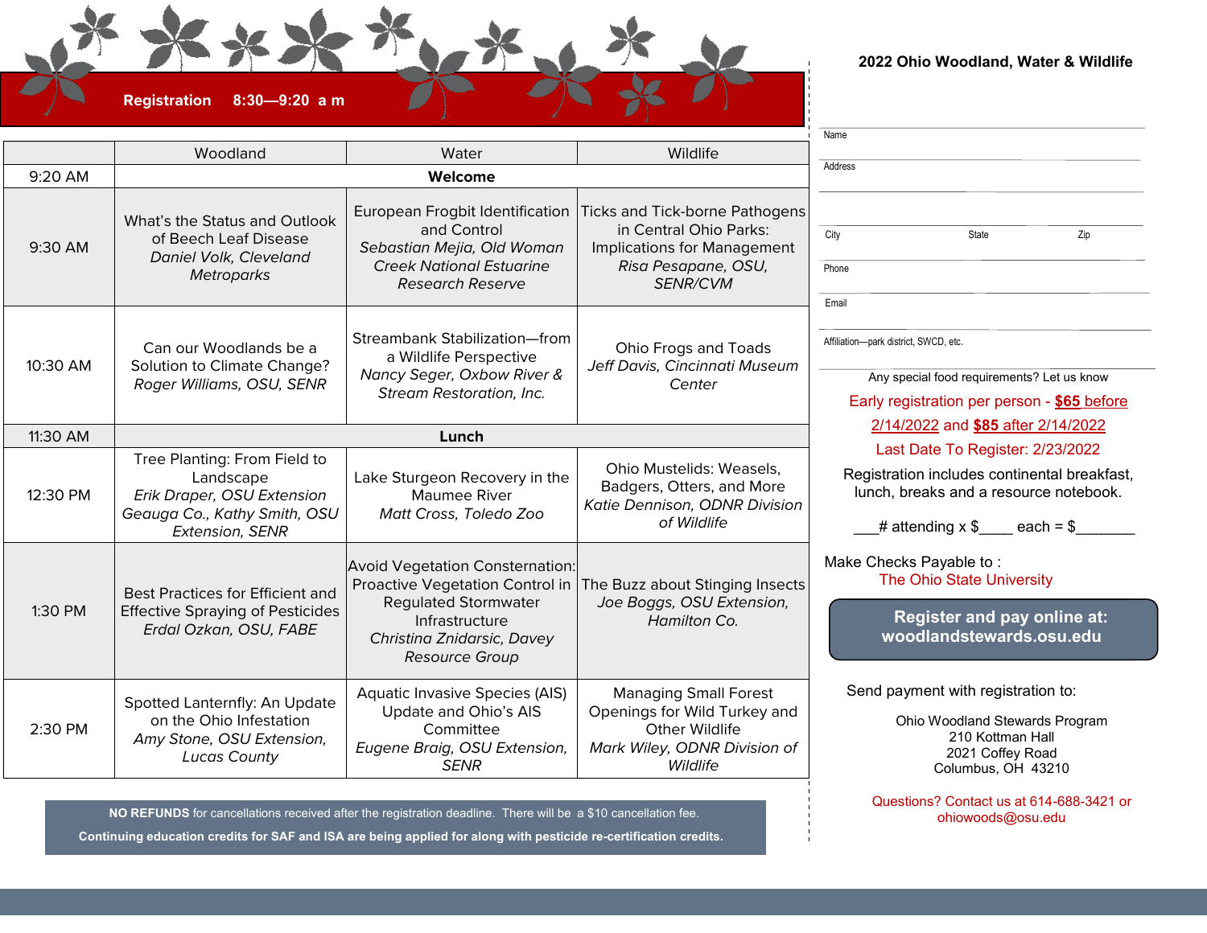**Registration 8:30—9:20 a m**

| | Woodland | Water | Wildlife |
|---|---|---|---|
| 9:20 AM | **Welcome** | | |
| 9:30 AM | What's the Status and Outlook of Beech Leaf Disease *Daniel Volk, Cleveland Metroparks* | European Frogbit Identification and Control *Sebastian Mejia, Old Woman Creek National Estuarine Research Reserve* | Ticks and Tick-borne Pathogens in Central Ohio Parks: Implications for Management *Risa Pesapane, OSU, SENR/CVM* |
| 10:30 AM | Can our Woodlands be a Solution to Climate Change? *Roger Williams, OSU, SENR* | Streambank Stabilization—from a Wildlife Perspective *Nancy Seger, Oxbow River & Stream Restoration, Inc.* | Ohio Frogs and Toads *Jeff Davis, Cincinnati Museum Center* |
| 11:30 AM | **Lunch** | | |
| 12:30 PM | Tree Planting: From Field to Landscape *Erik Draper, OSU Extension Geauga Co., Kathy Smith, OSU Extension, SENR* | Lake Sturgeon Recovery in the Maumee River *Matt Cross, Toledo Zoo* | Ohio Mustelids: Weasels, Badgers, Otters, and More *Katie Dennison, ODNR Division of Wildlife* |
| 1:30 PM | Best Practices for Efficient and Effective Spraying of Pesticides *Erdal Ozkan, OSU, FABE* | Avoid Vegetation Consternation: Proactive Vegetation Control in Regulated Stormwater Infrastructure *Christina Znidarsic, Davey Resource Group* | The Buzz about Stinging Insects *Joe Boggs, OSU Extension, Hamilton Co.* |
| 2:30 PM | Spotted Lanternfly: An Update on the Ohio Infestation *Amy Stone, OSU Extension, Lucas County* | Aquatic Invasive Species (AIS) Update and Ohio's AIS Committee *Eugene Braig, OSU Extension, SENR* | Managing Small Forest Openings for Wild Turkey and Other Wildlife *Mark Wiley, ODNR Division of Wildlife* |

**NO REFUNDS** for cancellations received after the registration deadline. There will be a $10 cancellation fee.

**Continuing education credits for SAF and ISA are being applied for along with pesticide re-certification credits.**

**2022 Ohio Woodland, Water & Wildlife**

Name

Address

City State Zip

Phone

Email

Affiliation—park district, SWCD, etc.

Any special food requirements? Let us know

Early registration per person - **$65** before 2/14/2022 and **$85** after 2/14/2022

Last Date To Register: 2/23/2022

Registration includes continental breakfast, lunch, breaks and a resource notebook.

___# attending x $____ each = $_______

Make Checks Payable to :
The Ohio State University

**Register and pay online at: woodlandstewards.osu.edu**

Send payment with registration to:

Ohio Woodland Stewards Program
210 Kottman Hall
2021 Coffey Road
Columbus, OH 43210

Questions? Contact us at 614-688-3421 or ohiowoods@osu.edu